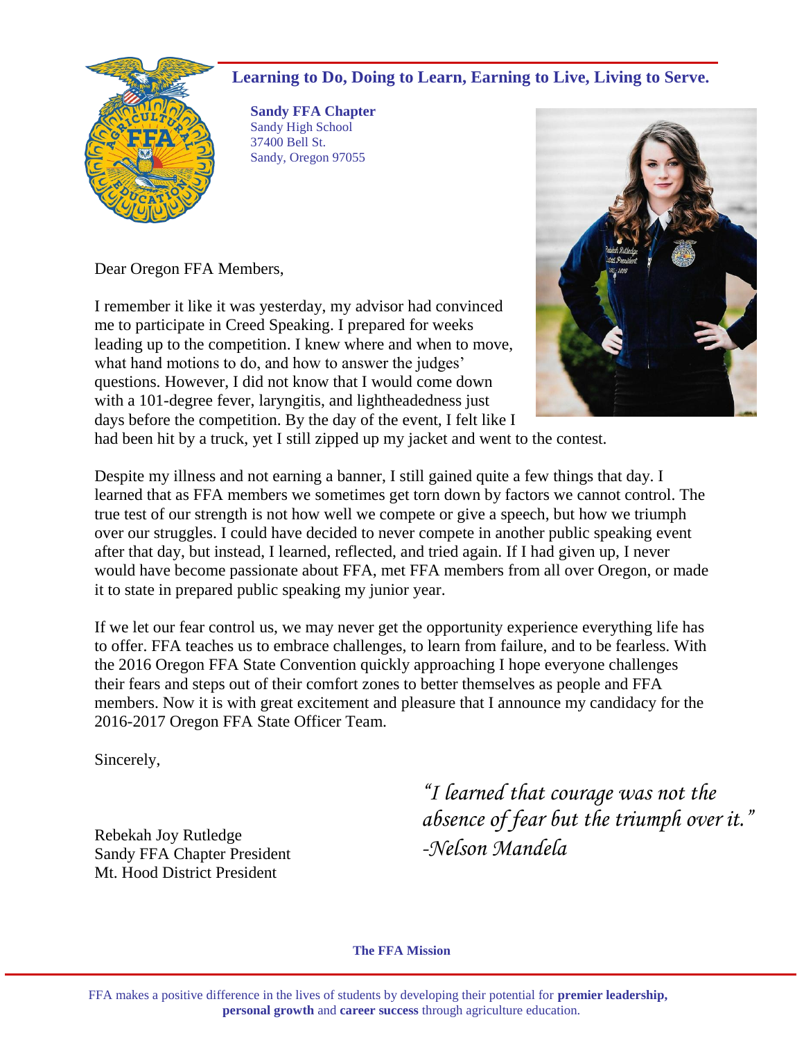**Learning to Do, Doing to Learn, Earning to Live, Living to Serve.**

**Sandy FFA Chapter**
Sandy High School
37400 Bell St.
Sandy, Oregon 97055

Dear Oregon FFA Members,

I remember it like it was yesterday, my advisor had convinced me to participate in Creed Speaking. I prepared for weeks leading up to the competition. I knew where and when to move, what hand motions to do, and how to answer the judges' questions. However, I did not know that I would come down with a 101-degree fever, laryngitis, and lightheadedness just days before the competition. By the day of the event, I felt like I had been hit by a truck, yet I still zipped up my jacket and went to the contest.

Despite my illness and not earning a banner, I still gained quite a few things that day. I learned that as FFA members we sometimes get torn down by factors we cannot control. The true test of our strength is not how well we compete or give a speech, but how we triumph over our struggles. I could have decided to never compete in another public speaking event after that day, but instead, I learned, reflected, and tried again. If I had given up, I never would have become passionate about FFA, met FFA members from all over Oregon, or made it to state in prepared public speaking my junior year.

If we let our fear control us, we may never get the opportunity experience everything life has to offer. FFA teaches us to embrace challenges, to learn from failure, and to be fearless. With the 2016 Oregon FFA State Convention quickly approaching I hope everyone challenges their fears and steps out of their comfort zones to better themselves as people and FFA members. Now it is with great excitement and pleasure that I announce my candidacy for the 2016-2017 Oregon FFA State Officer Team.

Sincerely,

Rebekah Joy Rutledge
Sandy FFA Chapter President
Mt. Hood District President

*"I learned that courage was not the absence of fear but the triumph over it."*
*-Nelson Mandela*

**The FFA Mission**

FFA makes a positive difference in the lives of students by developing their potential for **premier leadership, personal growth** and **career success** through agriculture education.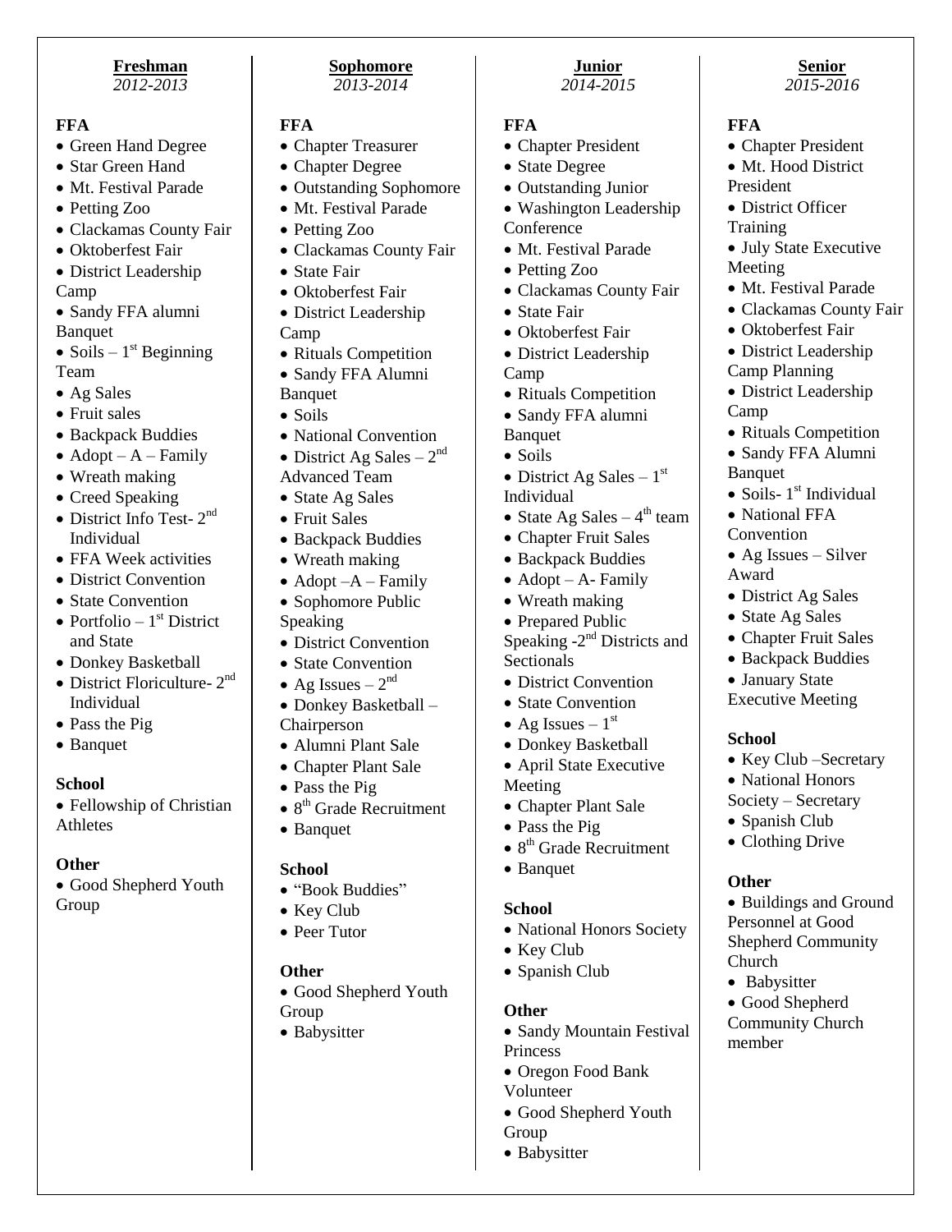## Freshman
*2012-2013*

### FFA

- Green Hand Degree
- Star Green Hand
- Mt. Festival Parade
- Petting Zoo
- Clackamas County Fair
- Oktoberfest Fair
- District Leadership Camp
- Sandy FFA alumni Banquet
- Soils – 1st Beginning Team
- Ag Sales
- Fruit sales
- Backpack Buddies
- Adopt – A – Family
- Wreath making
- Creed Speaking
- District Info Test- 2nd Individual
- FFA Week activities
- District Convention
- State Convention
- Portfolio – 1st District and State
- Donkey Basketball
- District Floriculture- 2nd Individual
- Pass the Pig
- Banquet

### School

- Fellowship of Christian Athletes

### Other

- Good Shepherd Youth Group

## Sophomore
*2013-2014*

### FFA

- Chapter Treasurer
- Chapter Degree
- Outstanding Sophomore
- Mt. Festival Parade
- Petting Zoo
- Clackamas County Fair
- State Fair
- Oktoberfest Fair
- District Leadership Camp
- Rituals Competition
- Sandy FFA Alumni Banquet
- Soils
- National Convention
- District Ag Sales – 2nd Advanced Team
- State Ag Sales
- Fruit Sales
- Backpack Buddies
- Wreath making
- Adopt –A – Family
- Sophomore Public Speaking
- District Convention
- State Convention
- Ag Issues – 2nd
- Donkey Basketball – Chairperson
- Alumni Plant Sale
- Chapter Plant Sale
- Pass the Pig
- 8th Grade Recruitment
- Banquet

### School

- "Book Buddies"
- Key Club
- Peer Tutor

### Other

- Good Shepherd Youth Group
- Babysitter

## Junior
*2014-2015*

### FFA

- Chapter President
- State Degree
- Outstanding Junior
- Washington Leadership Conference
- Mt. Festival Parade
- Petting Zoo
- Clackamas County Fair
- State Fair
- Oktoberfest Fair
- District Leadership Camp
- Rituals Competition
- Sandy FFA alumni Banquet
- Soils
- District Ag Sales – 1st Individual
- State Ag Sales – 4th team
- Chapter Fruit Sales
- Backpack Buddies
- Adopt – A- Family
- Wreath making
- Prepared Public Speaking -2nd Districts and Sectionals
- District Convention
- State Convention
- Ag Issues – 1st
- Donkey Basketball
- April State Executive Meeting
- Chapter Plant Sale
- Pass the Pig
- 8th Grade Recruitment
- Banquet

### School

- National Honors Society
- Key Club
- Spanish Club

### Other

- Sandy Mountain Festival Princess
- Oregon Food Bank Volunteer
- Good Shepherd Youth Group
- Babysitter

## Senior
*2015-2016*

### FFA

- Chapter President
- Mt. Hood District President
- District Officer Training
- July State Executive Meeting
- Mt. Festival Parade
- Clackamas County Fair
- Oktoberfest Fair
- District Leadership Camp Planning
- District Leadership Camp
- Rituals Competition
- Sandy FFA Alumni Banquet
- Soils- 1st Individual
- National FFA Convention
- Ag Issues – Silver Award
- District Ag Sales
- State Ag Sales
- Chapter Fruit Sales
- Backpack Buddies
- January State Executive Meeting

### School

- Key Club –Secretary
- National Honors Society – Secretary
- Spanish Club
- Clothing Drive

### Other

- Buildings and Ground Personnel at Good Shepherd Community Church
- Babysitter
- Good Shepherd Community Church member